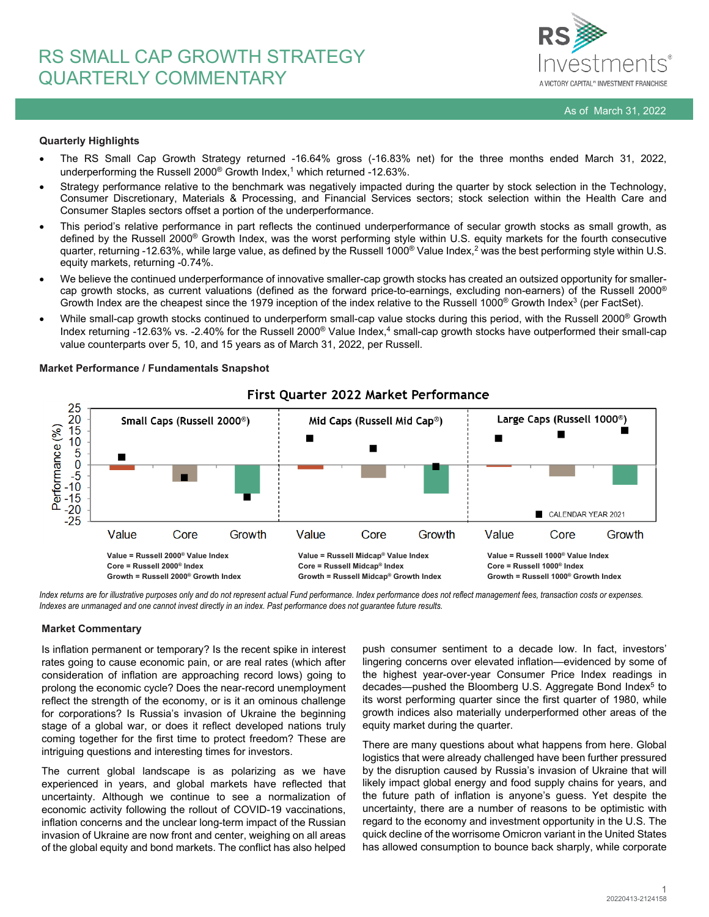# RS SMALL CAP GROWTH STRATEGY QUARTERLY COMMENTARY

As of March 31, 2022

### Quarterly Highlights

- The RS Small Cap Growth Strategy returned -16.64% gross (-16.83% net) for the three months ended March 31, 2022, underperforming the Russell 2000® Growth Index,[1] which returned -12.63%.
- Strategy performance relative to the benchmark was negatively impacted during the quarter by stock selection in the Technology, Consumer Discretionary, Materials & Processing, and Financial Services sectors; stock selection within the Health Care and Consumer Staples sectors offset a portion of the underperformance.
- This period's relative performance in part reflects the continued underperformance of secular growth stocks as small growth, as defined by the Russell 2000® Growth Index, was the worst performing style within U.S. equity markets for the fourth consecutive quarter, returning -12.63%, while large value, as defined by the Russell 1000® Value Index,[2] was the best performing style within U.S. equity markets, returning -0.74%.
- We believe the continued underperformance of innovative smaller-cap growth stocks has created an outsized opportunity for smaller-cap growth stocks, as current valuations (defined as the forward price-to-earnings, excluding non-earners) of the Russell 2000® Growth Index are the cheapest since the 1979 inception of the index relative to the Russell 1000® Growth Index[3] (per FactSet).
- While small-cap growth stocks continued to underperform small-cap value stocks during this period, with the Russell 2000® Growth Index returning -12.63% vs. -2.40% for the Russell 2000® Value Index,[4] small-cap growth stocks have outperformed their small-cap value counterparts over 5, 10, and 15 years as of March 31, 2022, per Russell.

### Market Performance / Fundamentals Snapshot

**First Quarter 2022 Market Performance**

Performance (%) — Small Caps (Russell 2000®) | Mid Caps (Russell Mid Cap®) | Large Caps (Russell 1000®) — Value, Core, Growth; ■ CALENDAR YEAR 2021

| Small Caps (Russell 2000®) | Mid Caps (Russell Mid Cap®) | Large Caps (Russell 1000®) |
|---|---|---|
| Value = Russell 2000® Value Index | Value = Russell Midcap® Value Index | Value = Russell 1000® Value Index |
| Core = Russell 2000® Index | Core = Russell Midcap® Index | Core = Russell 1000® Index |
| Growth = Russell 2000® Growth Index | Growth = Russell Midcap® Growth Index | Growth = Russell 1000® Growth Index |

*Index returns are for illustrative purposes only and do not represent actual Fund performance. Index performance does not reflect management fees, transaction costs or expenses. Indexes are unmanaged and one cannot invest directly in an index. Past performance does not guarantee future results.*

### Market Commentary

Is inflation permanent or temporary? Is the recent spike in interest rates going to cause economic pain, or are real rates (which after consideration of inflation are approaching record lows) going to prolong the economic cycle? Does the near-record unemployment reflect the strength of the economy, or is it an ominous challenge for corporations? Is Russia's invasion of Ukraine the beginning stage of a global war, or does it reflect developed nations truly coming together for the first time to protect freedom? These are intriguing questions and interesting times for investors.

The current global landscape is as polarizing as we have experienced in years, and global markets have reflected that uncertainty. Although we continue to see a normalization of economic activity following the rollout of COVID-19 vaccinations, inflation concerns and the unclear long-term impact of the Russian invasion of Ukraine are now front and center, weighing on all areas of the global equity and bond markets. The conflict has also helped push consumer sentiment to a decade low. In fact, investors' lingering concerns over elevated inflation—evidenced by some of the highest year-over-year Consumer Price Index readings in decades—pushed the Bloomberg U.S. Aggregate Bond Index[5] to its worst performing quarter since the first quarter of 1980, while growth indices also materially underperformed other areas of the equity market during the quarter.

There are many questions about what happens from here. Global logistics that were already challenged have been further pressured by the disruption caused by Russia's invasion of Ukraine that will likely impact global energy and food supply chains for years, and the future path of inflation is anyone's guess. Yet despite the uncertainty, there are a number of reasons to be optimistic with regard to the economy and investment opportunity in the U.S. The quick decline of the worrisome Omicron variant in the United States has allowed consumption to bounce back sharply, while corporate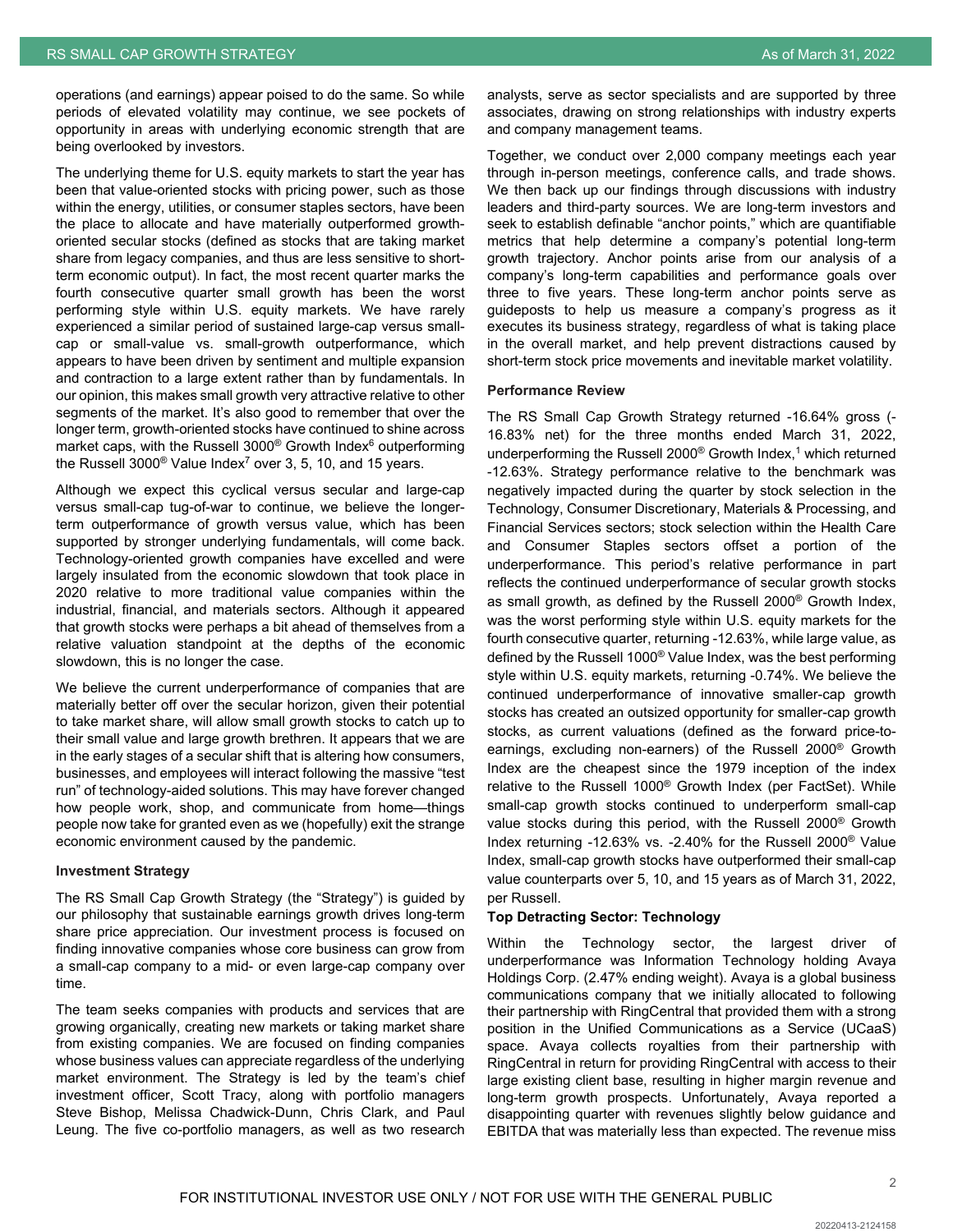operations (and earnings) appear poised to do the same. So while periods of elevated volatility may continue, we see pockets of opportunity in areas with underlying economic strength that are being overlooked by investors.

The underlying theme for U.S. equity markets to start the year has been that value-oriented stocks with pricing power, such as those within the energy, utilities, or consumer staples sectors, have been the place to allocate and have materially outperformed growth-oriented secular stocks (defined as stocks that are taking market share from legacy companies, and thus are less sensitive to short-term economic output). In fact, the most recent quarter marks the fourth consecutive quarter small growth has been the worst performing style within U.S. equity markets. We have rarely experienced a similar period of sustained large-cap versus small-cap or small-value vs. small-growth outperformance, which appears to have been driven by sentiment and multiple expansion and contraction to a large extent rather than by fundamentals. In our opinion, this makes small growth very attractive relative to other segments of the market. It's also good to remember that over the longer term, growth-oriented stocks have continued to shine across market caps, with the Russell 3000® Growth Index[6] outperforming the Russell 3000® Value Index[7] over 3, 5, 10, and 15 years.

Although we expect this cyclical versus secular and large-cap versus small-cap tug-of-war to continue, we believe the longer-term outperformance of growth versus value, which has been supported by stronger underlying fundamentals, will come back. Technology-oriented growth companies have excelled and were largely insulated from the economic slowdown that took place in 2020 relative to more traditional value companies within the industrial, financial, and materials sectors. Although it appeared that growth stocks were perhaps a bit ahead of themselves from a relative valuation standpoint at the depths of the economic slowdown, this is no longer the case.

We believe the current underperformance of companies that are materially better off over the secular horizon, given their potential to take market share, will allow small growth stocks to catch up to their small value and large growth brethren. It appears that we are in the early stages of a secular shift that is altering how consumers, businesses, and employees will interact following the massive "test run" of technology-aided solutions. This may have forever changed how people work, shop, and communicate from home—things people now take for granted even as we (hopefully) exit the strange economic environment caused by the pandemic.

**Investment Strategy**

The RS Small Cap Growth Strategy (the "Strategy") is guided by our philosophy that sustainable earnings growth drives long-term share price appreciation. Our investment process is focused on finding innovative companies whose core business can grow from a small-cap company to a mid- or even large-cap company over time.

The team seeks companies with products and services that are growing organically, creating new markets or taking market share from existing companies. We are focused on finding companies whose business values can appreciate regardless of the underlying market environment. The Strategy is led by the team's chief investment officer, Scott Tracy, along with portfolio managers Steve Bishop, Melissa Chadwick-Dunn, Chris Clark, and Paul Leung. The five co-portfolio managers, as well as two research analysts, serve as sector specialists and are supported by three associates, drawing on strong relationships with industry experts and company management teams.

Together, we conduct over 2,000 company meetings each year through in-person meetings, conference calls, and trade shows. We then back up our findings through discussions with industry leaders and third-party sources. We are long-term investors and seek to establish definable "anchor points," which are quantifiable metrics that help determine a company's potential long-term growth trajectory. Anchor points arise from our analysis of a company's long-term capabilities and performance goals over three to five years. These long-term anchor points serve as guideposts to help us measure a company's progress as it executes its business strategy, regardless of what is taking place in the overall market, and help prevent distractions caused by short-term stock price movements and inevitable market volatility.

**Performance Review**

The RS Small Cap Growth Strategy returned -16.64% gross (-16.83% net) for the three months ended March 31, 2022, underperforming the Russell 2000® Growth Index,[1] which returned -12.63%. Strategy performance relative to the benchmark was negatively impacted during the quarter by stock selection in the Technology, Consumer Discretionary, Materials & Processing, and Financial Services sectors; stock selection within the Health Care and Consumer Staples sectors offset a portion of the underperformance. This period's relative performance in part reflects the continued underperformance of secular growth stocks as small growth, as defined by the Russell 2000® Growth Index, was the worst performing style within U.S. equity markets for the fourth consecutive quarter, returning -12.63%, while large value, as defined by the Russell 1000® Value Index, was the best performing style within U.S. equity markets, returning -0.74%. We believe the continued underperformance of innovative smaller-cap growth stocks has created an outsized opportunity for smaller-cap growth stocks, as current valuations (defined as the forward price-to-earnings, excluding non-earners) of the Russell 2000® Growth Index are the cheapest since the 1979 inception of the index relative to the Russell 1000® Growth Index (per FactSet). While small-cap growth stocks continued to underperform small-cap value stocks during this period, with the Russell 2000® Growth Index returning -12.63% vs. -2.40% for the Russell 2000® Value Index, small-cap growth stocks have outperformed their small-cap value counterparts over 5, 10, and 15 years as of March 31, 2022, per Russell.

**Top Detracting Sector: Technology**

Within the Technology sector, the largest driver of underperformance was Information Technology holding Avaya Holdings Corp. (2.47% ending weight). Avaya is a global business communications company that we initially allocated to following their partnership with RingCentral that provided them with a strong position in the Unified Communications as a Service (UCaaS) space. Avaya collects royalties from their partnership with RingCentral in return for providing RingCentral with access to their large existing client base, resulting in higher margin revenue and long-term growth prospects. Unfortunately, Avaya reported a disappointing quarter with revenues slightly below guidance and EBITDA that was materially less than expected. The revenue miss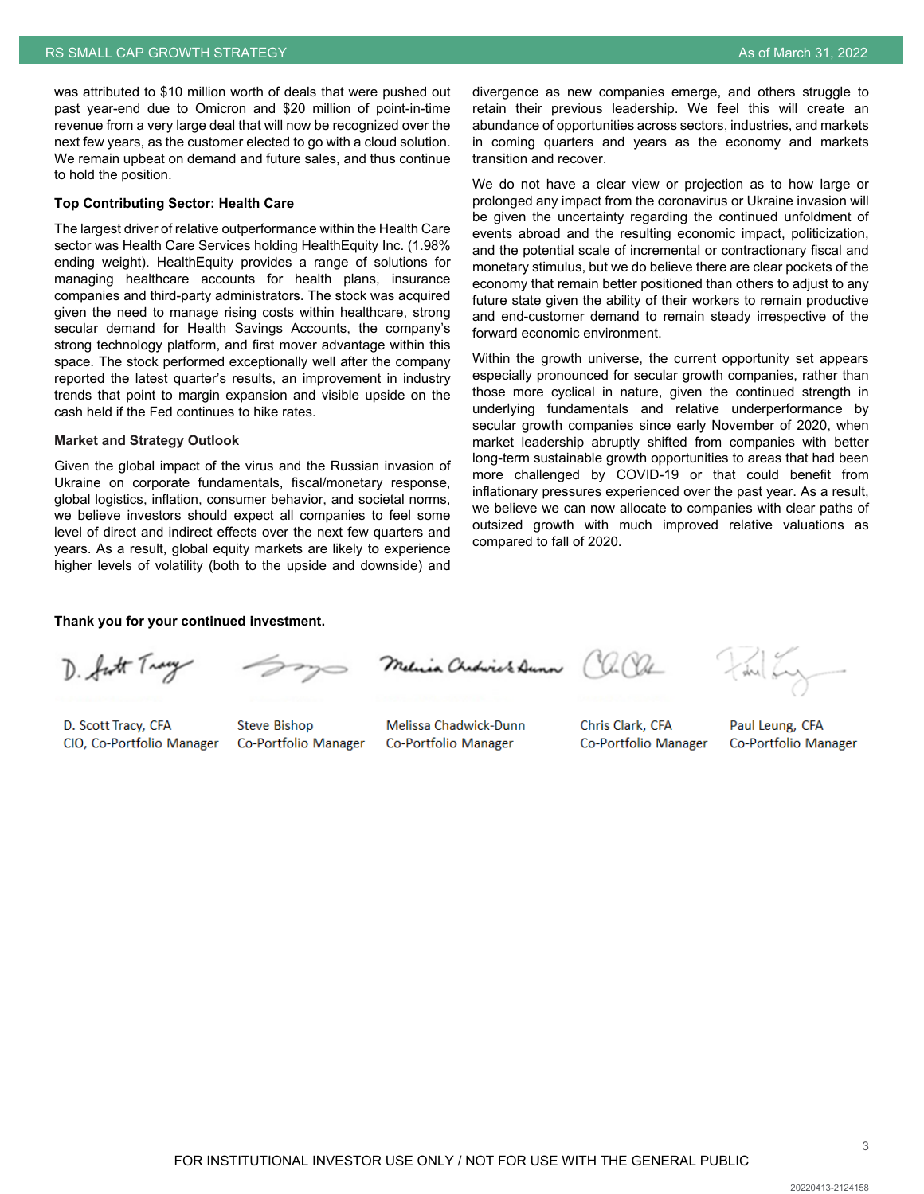was attributed to $10 million worth of deals that were pushed out past year-end due to Omicron and $20 million of point-in-time revenue from a very large deal that will now be recognized over the next few years, as the customer elected to go with a cloud solution. We remain upbeat on demand and future sales, and thus continue to hold the position.

**Top Contributing Sector: Health Care**

The largest driver of relative outperformance within the Health Care sector was Health Care Services holding HealthEquity Inc. (1.98% ending weight). HealthEquity provides a range of solutions for managing healthcare accounts for health plans, insurance companies and third-party administrators. The stock was acquired given the need to manage rising costs within healthcare, strong secular demand for Health Savings Accounts, the company's strong technology platform, and first mover advantage within this space. The stock performed exceptionally well after the company reported the latest quarter's results, an improvement in industry trends that point to margin expansion and visible upside on the cash held if the Fed continues to hike rates.

**Market and Strategy Outlook**

Given the global impact of the virus and the Russian invasion of Ukraine on corporate fundamentals, fiscal/monetary response, global logistics, inflation, consumer behavior, and societal norms, we believe investors should expect all companies to feel some level of direct and indirect effects over the next few quarters and years. As a result, global equity markets are likely to experience higher levels of volatility (both to the upside and downside) and divergence as new companies emerge, and others struggle to retain their previous leadership. We feel this will create an abundance of opportunities across sectors, industries, and markets in coming quarters and years as the economy and markets transition and recover.

We do not have a clear view or projection as to how large or prolonged any impact from the coronavirus or Ukraine invasion will be given the uncertainty regarding the continued unfoldment of events abroad and the resulting economic impact, politicization, and the potential scale of incremental or contractionary fiscal and monetary stimulus, but we do believe there are clear pockets of the economy that remain better positioned than others to adjust to any future state given the ability of their workers to remain productive and end-customer demand to remain steady irrespective of the forward economic environment.

Within the growth universe, the current opportunity set appears especially pronounced for secular growth companies, rather than those more cyclical in nature, given the continued strength in underlying fundamentals and relative underperformance by secular growth companies since early November of 2020, when market leadership abruptly shifted from companies with better long-term sustainable growth opportunities to areas that had been more challenged by COVID-19 or that could benefit from inflationary pressures experienced over the past year. As a result, we believe we can now allocate to companies with clear paths of outsized growth with much improved relative valuations as compared to fall of 2020.

**Thank you for your continued investment.**

| D. Scott Tracy, CFA | Steve Bishop | Melissa Chadwick-Dunn | Chris Clark, CFA | Paul Leung, CFA |
|---|---|---|---|---|
| CIO, Co-Portfolio Manager | Co-Portfolio Manager | Co-Portfolio Manager | Co-Portfolio Manager | Co-Portfolio Manager |

FOR INSTITUTIONAL INVESTOR USE ONLY / NOT FOR USE WITH THE GENERAL PUBLIC

20220413-2124158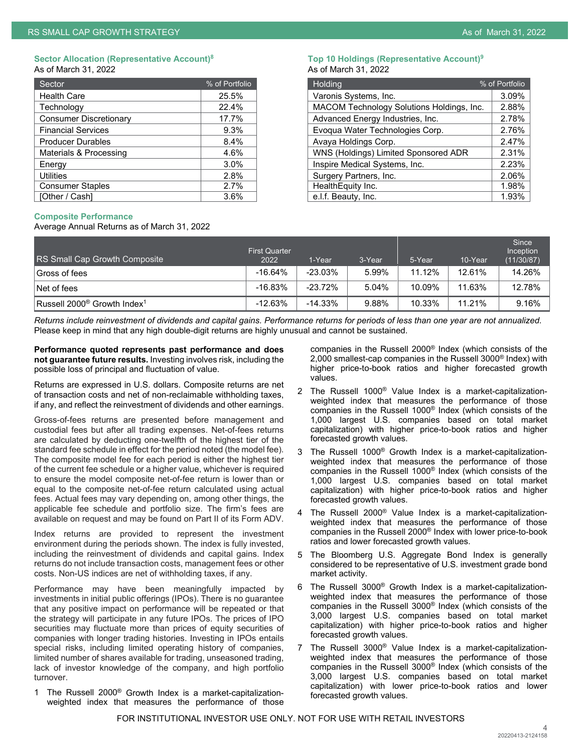### Sector Allocation (Representative Account)[8]

As of March 31, 2022

| Sector | % of Portfolio |
| --- | --- |
| Health Care | 25.5% |
| Technology | 22.4% |
| Consumer Discretionary | 17.7% |
| Financial Services | 9.3% |
| Producer Durables | 8.4% |
| Materials & Processing | 4.6% |
| Energy | 3.0% |
| Utilities | 2.8% |
| Consumer Staples | 2.7% |
| [Other / Cash] | 3.6% |

### Top 10 Holdings (Representative Account)[9]

As of March 31, 2022

| Holding | % of Portfolio |
| --- | --- |
| Varonis Systems, Inc. | 3.09% |
| MACOM Technology Solutions Holdings, Inc. | 2.88% |
| Advanced Energy Industries, Inc. | 2.78% |
| Evoqua Water Technologies Corp. | 2.76% |
| Avaya Holdings Corp. | 2.47% |
| WNS (Holdings) Limited Sponsored ADR | 2.31% |
| Inspire Medical Systems, Inc. | 2.23% |
| Surgery Partners, Inc. | 2.06% |
| HealthEquity Inc. | 1.98% |
| e.l.f. Beauty, Inc. | 1.93% |

### Composite Performance

Average Annual Returns as of March 31, 2022

| RS Small Cap Growth Composite | First Quarter 2022 | 1-Year | 3-Year | 5-Year | 10-Year | Since Inception (11/30/87) |
| --- | --- | --- | --- | --- | --- | --- |
| Gross of fees | -16.64% | -23.03% | 5.99% | 11.12% | 12.61% | 14.26% |
| Net of fees | -16.83% | -23.72% | 5.04% | 10.09% | 11.63% | 12.78% |
| Russell 2000® Growth Index[1] | -12.63% | -14.33% | 9.88% | 10.33% | 11.21% | 9.16% |

*Returns include reinvestment of dividends and capital gains. Performance returns for periods of less than one year are not annualized.* Please keep in mind that any high double-digit returns are highly unusual and cannot be sustained.

**Performance quoted represents past performance and does not guarantee future results.** Investing involves risk, including the possible loss of principal and fluctuation of value.

Returns are expressed in U.S. dollars. Composite returns are net of transaction costs and net of non-reclaimable withholding taxes, if any, and reflect the reinvestment of dividends and other earnings.

Gross-of-fees returns are presented before management and custodial fees but after all trading expenses. Net-of-fees returns are calculated by deducting one-twelfth of the highest tier of the standard fee schedule in effect for the period noted (the model fee). The composite model fee for each period is either the highest tier of the current fee schedule or a higher value, whichever is required to ensure the model composite net-of-fee return is lower than or equal to the composite net-of-fee return calculated using actual fees. Actual fees may vary depending on, among other things, the applicable fee schedule and portfolio size. The firm's fees are available on request and may be found on Part II of its Form ADV.

Index returns are provided to represent the investment environment during the periods shown. The index is fully invested, including the reinvestment of dividends and capital gains. Index returns do not include transaction costs, management fees or other costs. Non-US indices are net of withholding taxes, if any.

Performance may have been meaningfully impacted by investments in initial public offerings (IPOs). There is no guarantee that any positive impact on performance will be repeated or that the strategy will participate in any future IPOs. The prices of IPO securities may fluctuate more than prices of equity securities of companies with longer trading histories. Investing in IPOs entails special risks, including limited operating history of companies, limited number of shares available for trading, unseasoned trading, lack of investor knowledge of the company, and high portfolio turnover.

1 The Russell 2000® Growth Index is a market-capitalization-weighted index that measures the performance of those companies in the Russell 2000® Index (which consists of the 2,000 smallest-cap companies in the Russell 3000® Index) with higher price-to-book ratios and higher forecasted growth values.

2 The Russell 1000® Value Index is a market-capitalization-weighted index that measures the performance of those companies in the Russell 1000® Index (which consists of the 1,000 largest U.S. companies based on total market capitalization) with higher price-to-book ratios and higher forecasted growth values.

3 The Russell 1000® Growth Index is a market-capitalization-weighted index that measures the performance of those companies in the Russell 1000® Index (which consists of the 1,000 largest U.S. companies based on total market capitalization) with higher price-to-book ratios and higher forecasted growth values.

4 The Russell 2000® Value Index is a market-capitalization-weighted index that measures the performance of those companies in the Russell 2000® Index with lower price-to-book ratios and lower forecasted growth values.

5 The Bloomberg U.S. Aggregate Bond Index is generally considered to be representative of U.S. investment grade bond market activity.

6 The Russell 3000® Growth Index is a market-capitalization-weighted index that measures the performance of those companies in the Russell 3000® Index (which consists of the 3,000 largest U.S. companies based on total market capitalization) with higher price-to-book ratios and higher forecasted growth values.

7 The Russell 3000® Value Index is a market-capitalization-weighted index that measures the performance of those companies in the Russell 3000® Index (which consists of the 3,000 largest U.S. companies based on total market capitalization) with lower price-to-book ratios and lower forecasted growth values.

FOR INSTITUTIONAL INVESTOR USE ONLY. NOT FOR USE WITH RETAIL INVESTORS

20220413-2124158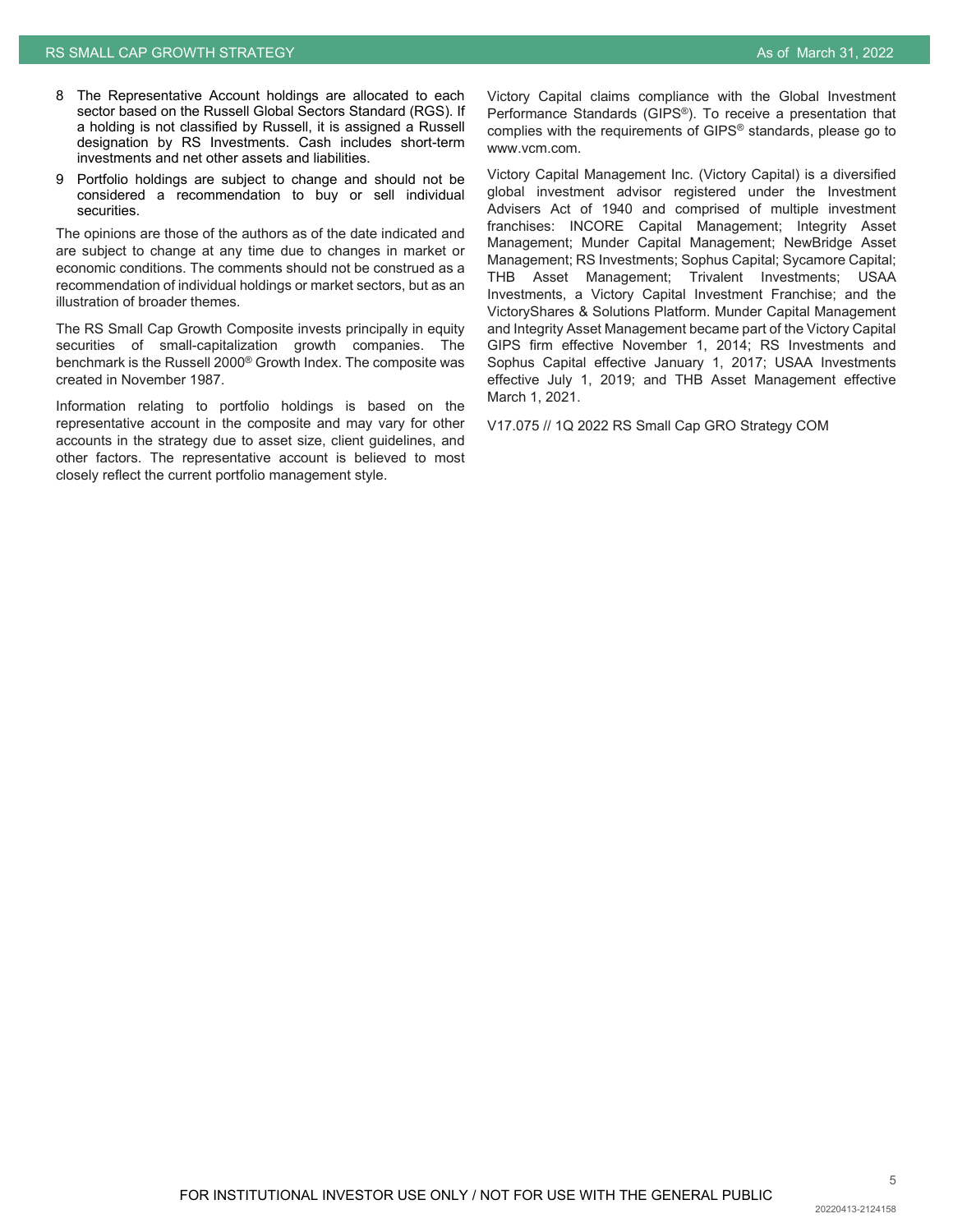8. The Representative Account holdings are allocated to each sector based on the Russell Global Sectors Standard (RGS). If a holding is not classified by Russell, it is assigned a Russell designation by RS Investments. Cash includes short-term investments and net other assets and liabilities.
9. Portfolio holdings are subject to change and should not be considered a recommendation to buy or sell individual securities.

The opinions are those of the authors as of the date indicated and are subject to change at any time due to changes in market or economic conditions. The comments should not be construed as a recommendation of individual holdings or market sectors, but as an illustration of broader themes.

The RS Small Cap Growth Composite invests principally in equity securities of small-capitalization growth companies. The benchmark is the Russell 2000® Growth Index. The composite was created in November 1987.

Information relating to portfolio holdings is based on the representative account in the composite and may vary for other accounts in the strategy due to asset size, client guidelines, and other factors. The representative account is believed to most closely reflect the current portfolio management style.

Victory Capital claims compliance with the Global Investment Performance Standards (GIPS®). To receive a presentation that complies with the requirements of GIPS® standards, please go to www.vcm.com.

Victory Capital Management Inc. (Victory Capital) is a diversified global investment advisor registered under the Investment Advisers Act of 1940 and comprised of multiple investment franchises: INCORE Capital Management; Integrity Asset Management; Munder Capital Management; NewBridge Asset Management; RS Investments; Sophus Capital; Sycamore Capital; THB Asset Management; Trivalent Investments; USAA Investments, a Victory Capital Investment Franchise; and the VictoryShares & Solutions Platform. Munder Capital Management and Integrity Asset Management became part of the Victory Capital GIPS firm effective November 1, 2014; RS Investments and Sophus Capital effective January 1, 2017; USAA Investments effective July 1, 2019; and THB Asset Management effective March 1, 2021.

V17.075 // 1Q 2022 RS Small Cap GRO Strategy COM

FOR INSTITUTIONAL INVESTOR USE ONLY / NOT FOR USE WITH THE GENERAL PUBLIC

20220413-2124158